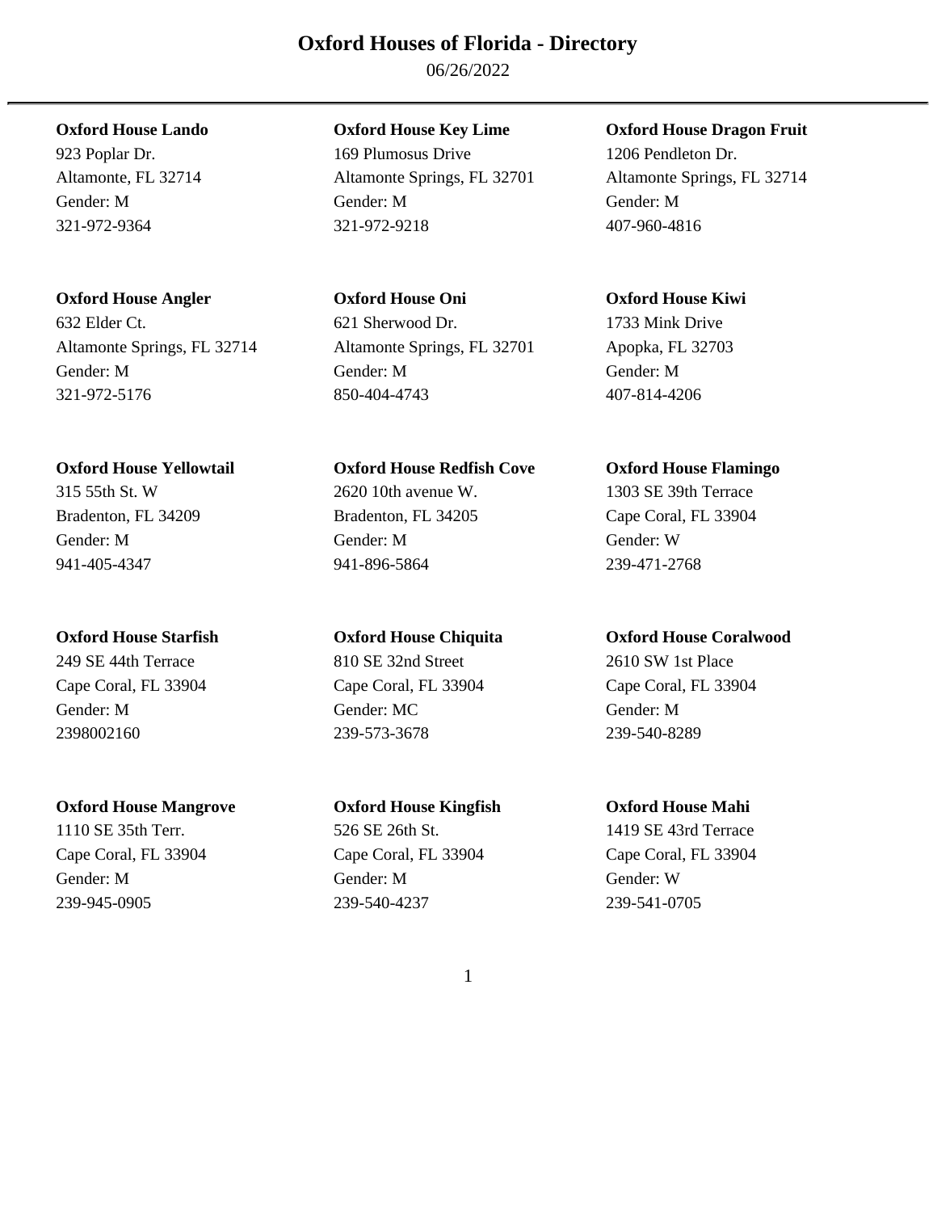# Oxford Houses of Florida - Directory

06/26/2022

**Oxford House Lando**
923 Poplar Dr.
Altamonte, FL 32714
Gender: M
321-972-9364

**Oxford House Key Lime**
169 Plumosus Drive
Altamonte Springs, FL 32701
Gender: M
321-972-9218

**Oxford House Dragon Fruit**
1206 Pendleton Dr.
Altamonte Springs, FL 32714
Gender: M
407-960-4816

**Oxford House Angler**
632 Elder Ct.
Altamonte Springs, FL 32714
Gender: M
321-972-5176

**Oxford House Oni**
621 Sherwood Dr.
Altamonte Springs, FL 32701
Gender: M
850-404-4743

**Oxford House Kiwi**
1733 Mink Drive
Apopka, FL 32703
Gender: M
407-814-4206

**Oxford House Yellowtail**
315 55th St. W
Bradenton, FL 34209
Gender: M
941-405-4347

**Oxford House Redfish Cove**
2620 10th avenue W.
Bradenton, FL 34205
Gender: M
941-896-5864

**Oxford House Flamingo**
1303 SE 39th Terrace
Cape Coral, FL 33904
Gender: W
239-471-2768

**Oxford House Starfish**
249 SE 44th Terrace
Cape Coral, FL 33904
Gender: M
2398002160

**Oxford House Chiquita**
810 SE 32nd Street
Cape Coral, FL 33904
Gender: MC
239-573-3678

**Oxford House Coralwood**
2610 SW 1st Place
Cape Coral, FL 33904
Gender: M
239-540-8289

**Oxford House Mangrove**
1110 SE 35th Terr.
Cape Coral, FL 33904
Gender: M
239-945-0905

**Oxford House Kingfish**
526 SE 26th St.
Cape Coral, FL 33904
Gender: M
239-540-4237

**Oxford House Mahi**
1419 SE 43rd Terrace
Cape Coral, FL 33904
Gender: W
239-541-0705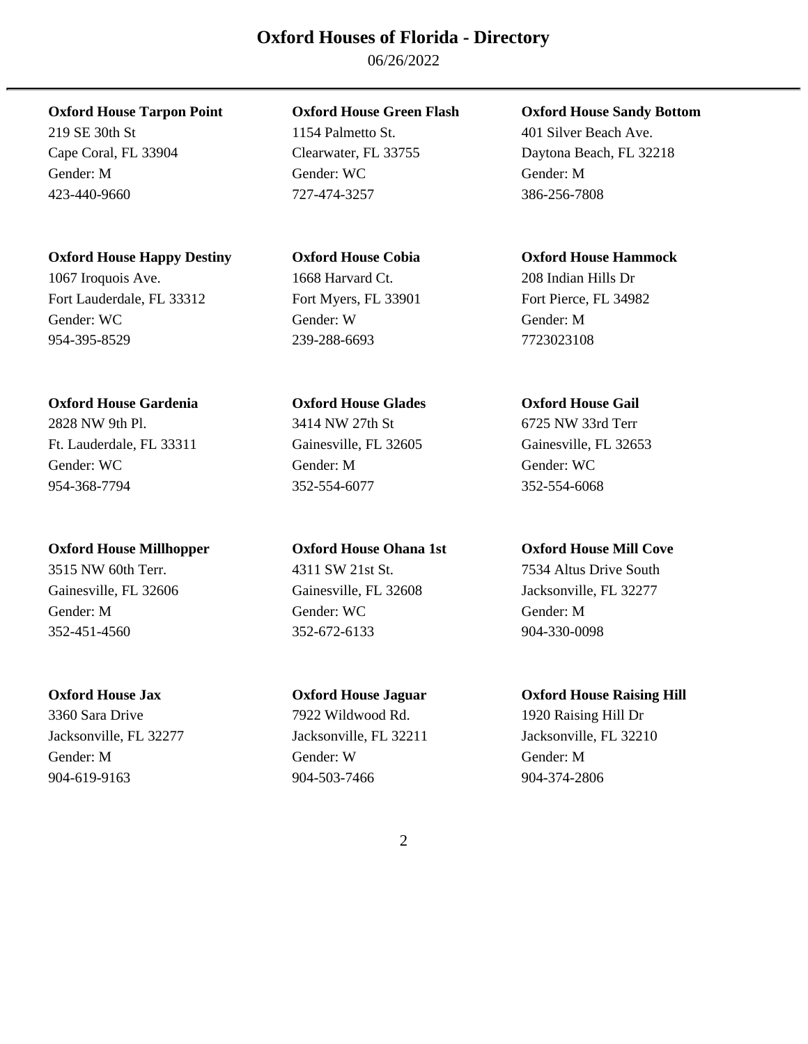# Oxford Houses of Florida - Directory

06/26/2022

**Oxford House Tarpon Point**
219 SE 30th St
Cape Coral, FL 33904
Gender: M
423-440-9660

**Oxford House Green Flash**
1154 Palmetto St.
Clearwater, FL 33755
Gender: WC
727-474-3257

**Oxford House Sandy Bottom**
401 Silver Beach Ave.
Daytona Beach, FL 32218
Gender: M
386-256-7808

**Oxford House Happy Destiny**
1067 Iroquois Ave.
Fort Lauderdale, FL 33312
Gender: WC
954-395-8529

**Oxford House Cobia**
1668 Harvard Ct.
Fort Myers, FL 33901
Gender: W
239-288-6693

**Oxford House Hammock**
208 Indian Hills Dr
Fort Pierce, FL 34982
Gender: M
7723023108

**Oxford House Gardenia**
2828 NW 9th Pl.
Ft. Lauderdale, FL 33311
Gender: WC
954-368-7794

**Oxford House Glades**
3414 NW 27th St
Gainesville, FL 32605
Gender: M
352-554-6077

**Oxford House Gail**
6725 NW 33rd Terr
Gainesville, FL 32653
Gender: WC
352-554-6068

**Oxford House Millhopper**
3515 NW 60th Terr.
Gainesville, FL 32606
Gender: M
352-451-4560

**Oxford House Ohana 1st**
4311 SW 21st St.
Gainesville, FL 32608
Gender: WC
352-672-6133

**Oxford House Mill Cove**
7534 Altus Drive South
Jacksonville, FL 32277
Gender: M
904-330-0098

**Oxford House Jax**
3360 Sara Drive
Jacksonville, FL 32277
Gender: M
904-619-9163

**Oxford House Jaguar**
7922 Wildwood Rd.
Jacksonville, FL 32211
Gender: W
904-503-7466

**Oxford House Raising Hill**
1920 Raising Hill Dr
Jacksonville, FL 32210
Gender: M
904-374-2806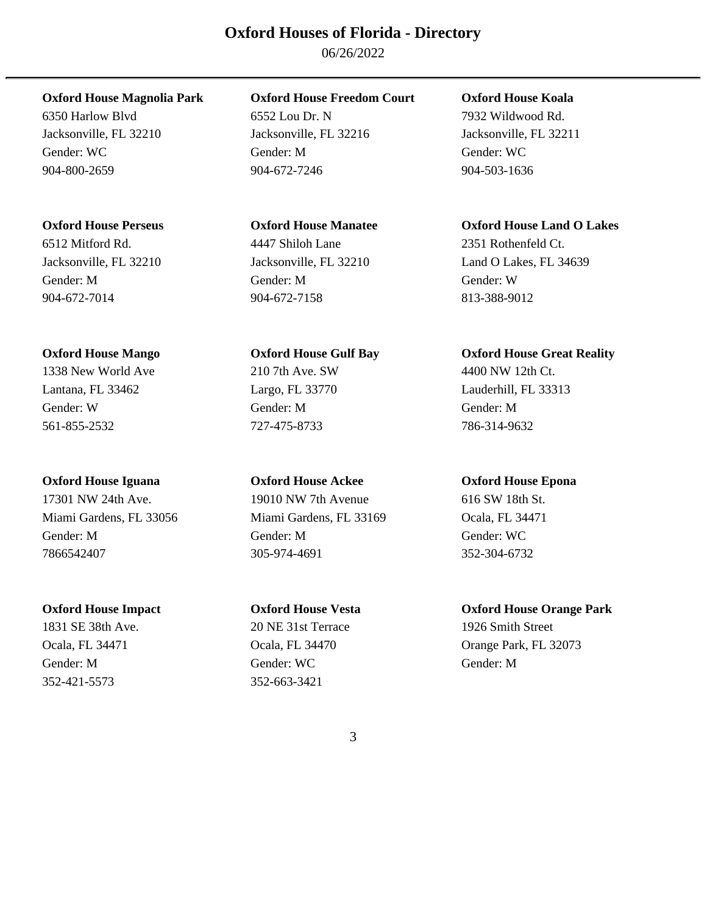# Oxford Houses of Florida - Directory

06/26/2022

---

**Oxford House Magnolia Park**
6350 Harlow Blvd
Jacksonville, FL 32210
Gender: WC
904-800-2659

**Oxford House Freedom Court**
6552 Lou Dr. N
Jacksonville, FL 32216
Gender: M
904-672-7246

**Oxford House Koala**
7932 Wildwood Rd.
Jacksonville, FL 32211
Gender: WC
904-503-1636

**Oxford House Perseus**
6512 Mitford Rd.
Jacksonville, FL 32210
Gender: M
904-672-7014

**Oxford House Manatee**
4447 Shiloh Lane
Jacksonville, FL 32210
Gender: M
904-672-7158

**Oxford House Land O Lakes**
2351 Rothenfeld Ct.
Land O Lakes, FL 34639
Gender: W
813-388-9012

**Oxford House Mango**
1338 New World Ave
Lantana, FL 33462
Gender: W
561-855-2532

**Oxford House Gulf Bay**
210 7th Ave. SW
Largo, FL 33770
Gender: M
727-475-8733

**Oxford House Great Reality**
4400 NW 12th Ct.
Lauderhill, FL 33313
Gender: M
786-314-9632

**Oxford House Iguana**
17301 NW 24th Ave.
Miami Gardens, FL 33056
Gender: M
7866542407

**Oxford House Ackee**
19010 NW 7th Avenue
Miami Gardens, FL 33169
Gender: M
305-974-4691

**Oxford House Epona**
616 SW 18th St.
Ocala, FL 34471
Gender: WC
352-304-6732

**Oxford House Impact**
1831 SE 38th Ave.
Ocala, FL 34471
Gender: M
352-421-5573

**Oxford House Vesta**
20 NE 31st Terrace
Ocala, FL 34470
Gender: WC
352-663-3421

**Oxford House Orange Park**
1926 Smith Street
Orange Park, FL 32073
Gender: M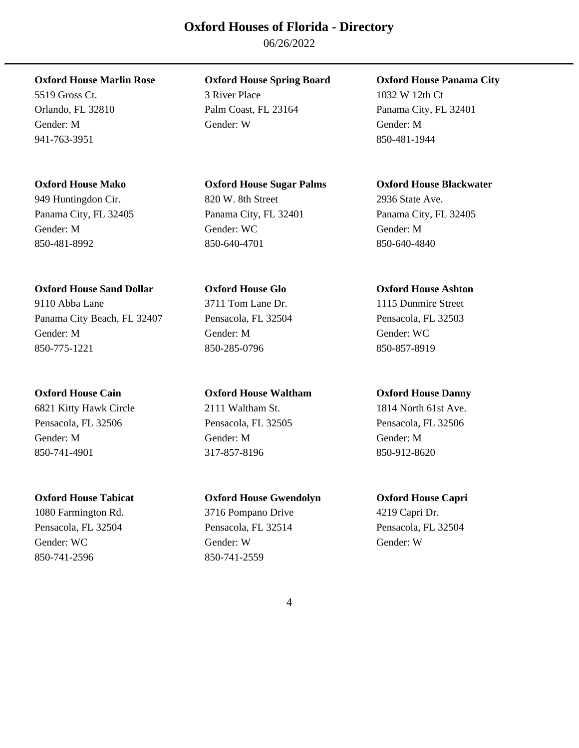# Oxford Houses of Florida - Directory

06/26/2022

---

**Oxford House Marlin Rose**
5519 Gross Ct.
Orlando, FL 32810
Gender: M
941-763-3951

**Oxford House Spring Board**
3 River Place
Palm Coast, FL 23164
Gender: W

**Oxford House Panama City**
1032 W 12th Ct
Panama City, FL 32401
Gender: M
850-481-1944

**Oxford House Mako**
949 Huntingdon Cir.
Panama City, FL 32405
Gender: M
850-481-8992

**Oxford House Sugar Palms**
820 W. 8th Street
Panama City, FL 32401
Gender: WC
850-640-4701

**Oxford House Blackwater**
2936 State Ave.
Panama City, FL 32405
Gender: M
850-640-4840

**Oxford House Sand Dollar**
9110 Abba Lane
Panama City Beach, FL 32407
Gender: M
850-775-1221

**Oxford House Glo**
3711 Tom Lane Dr.
Pensacola, FL 32504
Gender: M
850-285-0796

**Oxford House Ashton**
1115 Dunmire Street
Pensacola, FL 32503
Gender: WC
850-857-8919

**Oxford House Cain**
6821 Kitty Hawk Circle
Pensacola, FL 32506
Gender: M
850-741-4901

**Oxford House Waltham**
2111 Waltham St.
Pensacola, FL 32505
Gender: M
317-857-8196

**Oxford House Danny**
1814 North 61st Ave.
Pensacola, FL 32506
Gender: M
850-912-8620

**Oxford House Tabicat**
1080 Farmington Rd.
Pensacola, FL 32504
Gender: WC
850-741-2596

**Oxford House Gwendolyn**
3716 Pompano Drive
Pensacola, FL 32514
Gender: W
850-741-2559

**Oxford House Capri**
4219 Capri Dr.
Pensacola, FL 32504
Gender: W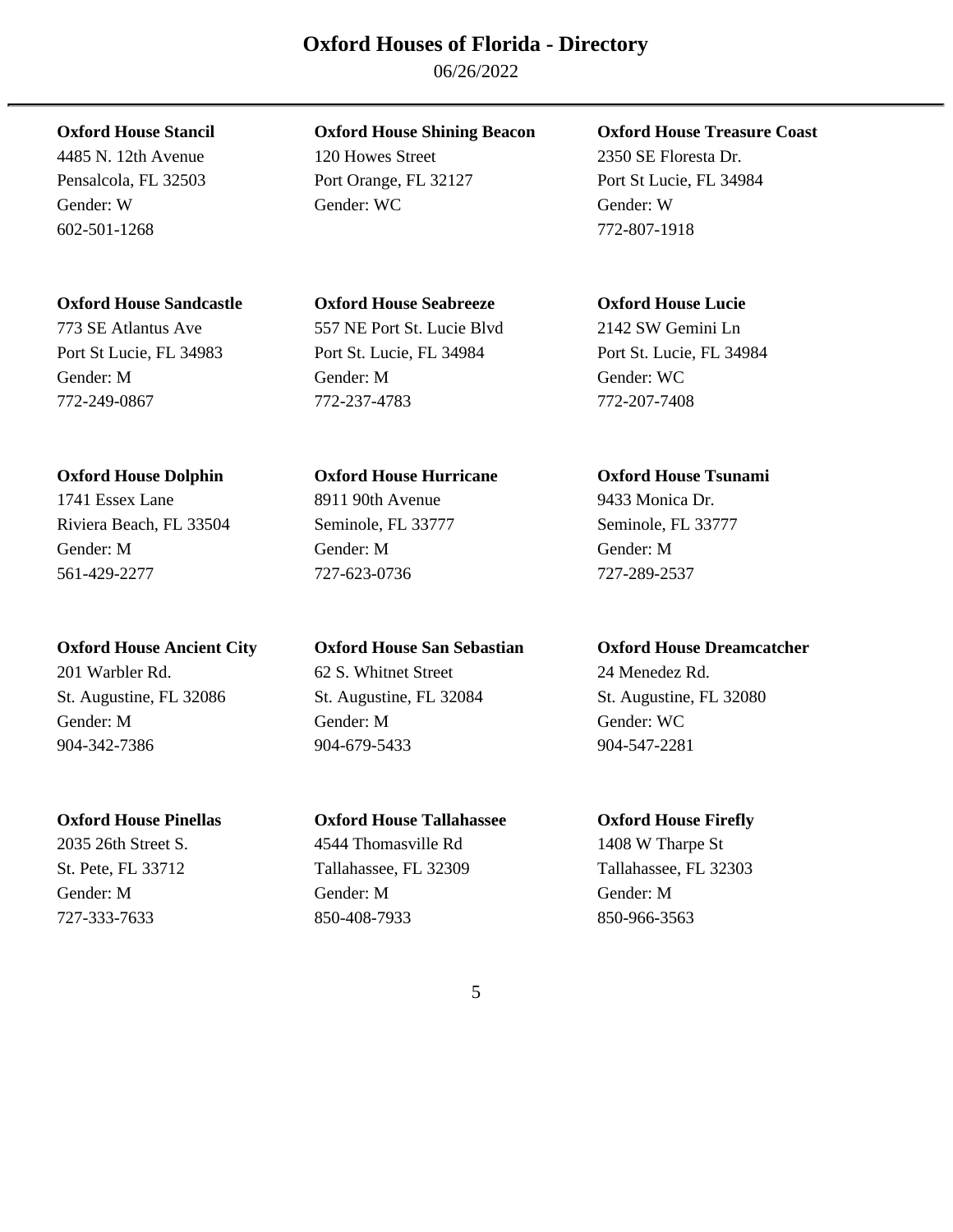# Oxford Houses of Florida - Directory

06/26/2022

**Oxford House Stancil**
4485 N. 12th Avenue
Pensalcola, FL 32503
Gender: W
602-501-1268

**Oxford House Shining Beacon**
120 Howes Street
Port Orange, FL 32127
Gender: WC

**Oxford House Treasure Coast**
2350 SE Floresta Dr.
Port St Lucie, FL 34984
Gender: W
772-807-1918

**Oxford House Sandcastle**
773 SE Atlantus Ave
Port St Lucie, FL 34983
Gender: M
772-249-0867

**Oxford House Seabreeze**
557 NE Port St. Lucie Blvd
Port St. Lucie, FL 34984
Gender: M
772-237-4783

**Oxford House Lucie**
2142 SW Gemini Ln
Port St. Lucie, FL 34984
Gender: WC
772-207-7408

**Oxford House Dolphin**
1741 Essex Lane
Riviera Beach, FL 33504
Gender: M
561-429-2277

**Oxford House Hurricane**
8911 90th Avenue
Seminole, FL 33777
Gender: M
727-623-0736

**Oxford House Tsunami**
9433 Monica Dr.
Seminole, FL 33777
Gender: M
727-289-2537

**Oxford House Ancient City**
201 Warbler Rd.
St. Augustine, FL 32086
Gender: M
904-342-7386

**Oxford House San Sebastian**
62 S. Whitnet Street
St. Augustine, FL 32084
Gender: M
904-679-5433

**Oxford House Dreamcatcher**
24 Menedez Rd.
St. Augustine, FL 32080
Gender: WC
904-547-2281

**Oxford House Pinellas**
2035 26th Street S.
St. Pete, FL 33712
Gender: M
727-333-7633

**Oxford House Tallahassee**
4544 Thomasville Rd
Tallahassee, FL 32309
Gender: M
850-408-7933

**Oxford House Firefly**
1408 W Tharpe St
Tallahassee, FL 32303
Gender: M
850-966-3563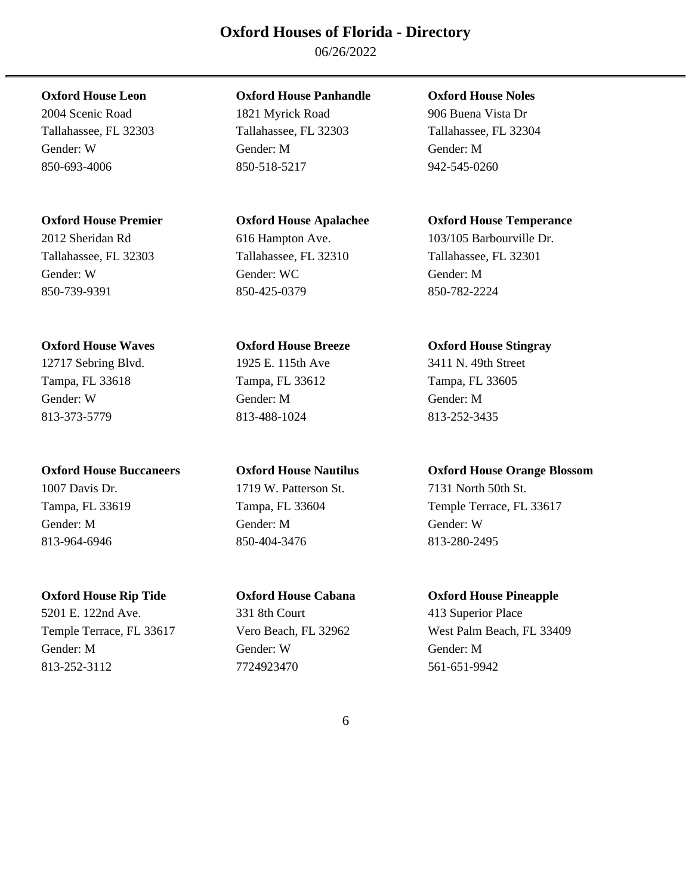# Oxford Houses of Florida - Directory

06/26/2022

---

**Oxford House Leon**
2004 Scenic Road
Tallahassee, FL 32303
Gender: W
850-693-4006

**Oxford House Panhandle**
1821 Myrick Road
Tallahassee, FL 32303
Gender: M
850-518-5217

**Oxford House Noles**
906 Buena Vista Dr
Tallahassee, FL 32304
Gender: M
942-545-0260

**Oxford House Premier**
2012 Sheridan Rd
Tallahassee, FL 32303
Gender: W
850-739-9391

**Oxford House Apalachee**
616 Hampton Ave.
Tallahassee, FL 32310
Gender: WC
850-425-0379

**Oxford House Temperance**
103/105 Barbourville Dr.
Tallahassee, FL 32301
Gender: M
850-782-2224

**Oxford House Waves**
12717 Sebring Blvd.
Tampa, FL 33618
Gender: W
813-373-5779

**Oxford House Breeze**
1925 E. 115th Ave
Tampa, FL 33612
Gender: M
813-488-1024

**Oxford House Stingray**
3411 N. 49th Street
Tampa, FL 33605
Gender: M
813-252-3435

**Oxford House Buccaneers**
1007 Davis Dr.
Tampa, FL 33619
Gender: M
813-964-6946

**Oxford House Nautilus**
1719 W. Patterson St.
Tampa, FL 33604
Gender: M
850-404-3476

**Oxford House Orange Blossom**
7131 North 50th St.
Temple Terrace, FL 33617
Gender: W
813-280-2495

**Oxford House Rip Tide**
5201 E. 122nd Ave.
Temple Terrace, FL 33617
Gender: M
813-252-3112

**Oxford House Cabana**
331 8th Court
Vero Beach, FL 32962
Gender: W
7724923470

**Oxford House Pineapple**
413 Superior Place
West Palm Beach, FL 33409
Gender: M
561-651-9942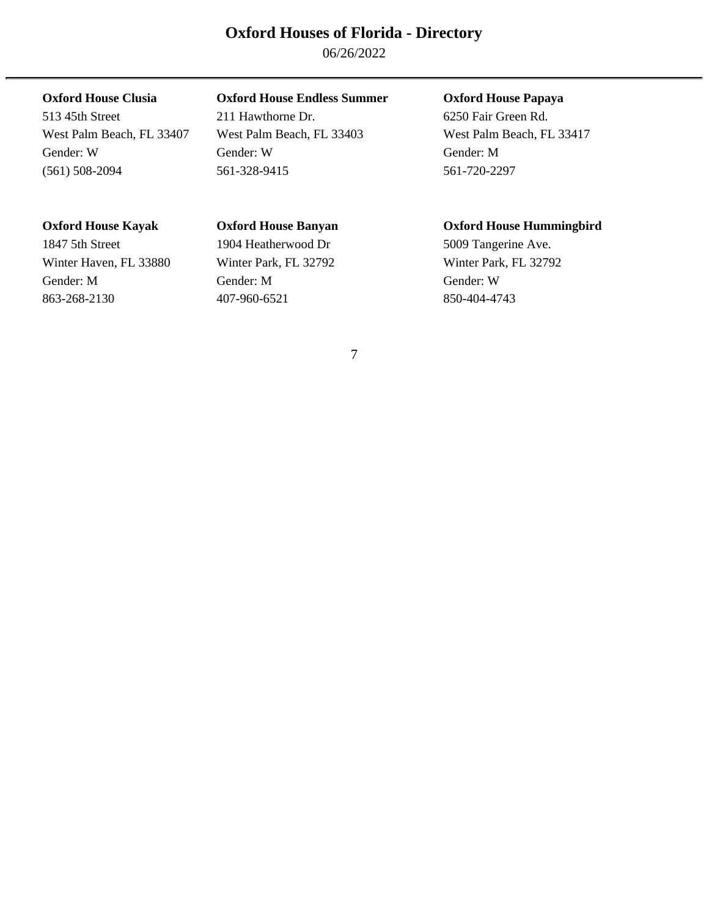# Oxford Houses of Florida - Directory

06/26/2022

**Oxford House Clusia**
513 45th Street
West Palm Beach, FL 33407
Gender: W
(561) 508-2094

**Oxford House Endless Summer**
211 Hawthorne Dr.
West Palm Beach, FL 33403
Gender: W
561-328-9415

**Oxford House Papaya**
6250 Fair Green Rd.
West Palm Beach, FL 33417
Gender: M
561-720-2297

**Oxford House Kayak**
1847 5th Street
Winter Haven, FL 33880
Gender: M
863-268-2130

**Oxford House Banyan**
1904 Heatherwood Dr
Winter Park, FL 32792
Gender: M
407-960-6521

**Oxford House Hummingbird**
5009 Tangerine Ave.
Winter Park, FL 32792
Gender: W
850-404-4743